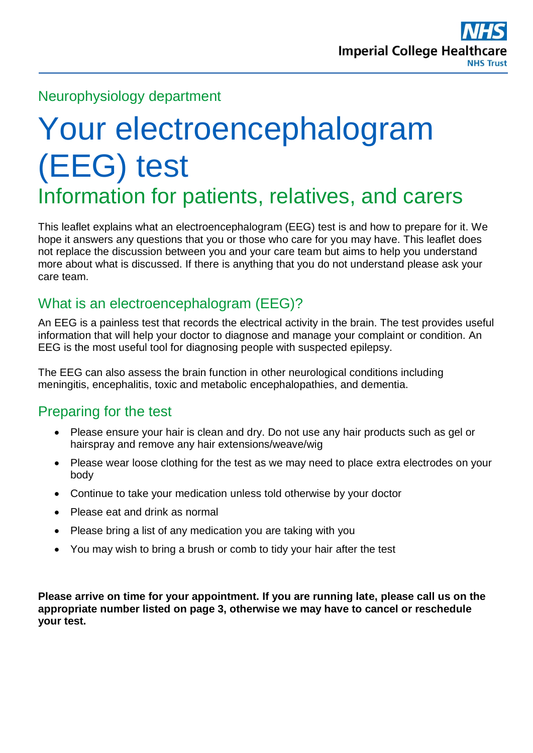Neurophysiology department

# Your electroencephalogram (EEG) test

## Information for patients, relatives, and carers

This leaflet explains what an electroencephalogram (EEG) test is and how to prepare for it. We hope it answers any questions that you or those who care for you may have. This leaflet does not replace the discussion between you and your care team but aims to help you understand more about what is discussed. If there is anything that you do not understand please ask your care team.

## What is an electroencephalogram (EEG)?

An EEG is a painless test that records the electrical activity in the brain. The test provides useful information that will help your doctor to diagnose and manage your complaint or condition. An EEG is the most useful tool for diagnosing people with suspected epilepsy.

The EEG can also assess the brain function in other neurological conditions including meningitis, encephalitis, toxic and metabolic encephalopathies, and dementia.

## Preparing for the test

- Please ensure your hair is clean and dry. Do not use any hair products such as gel or hairspray and remove any hair extensions/weave/wig
- Please wear loose clothing for the test as we may need to place extra electrodes on your body
- Continue to take your medication unless told otherwise by your doctor
- Please eat and drink as normal
- Please bring a list of any medication you are taking with you
- You may wish to bring a brush or comb to tidy your hair after the test

**Please arrive on time for your appointment. If you are running late, please call us on the appropriate number listed on page 3, otherwise we may have to cancel or reschedule your test.**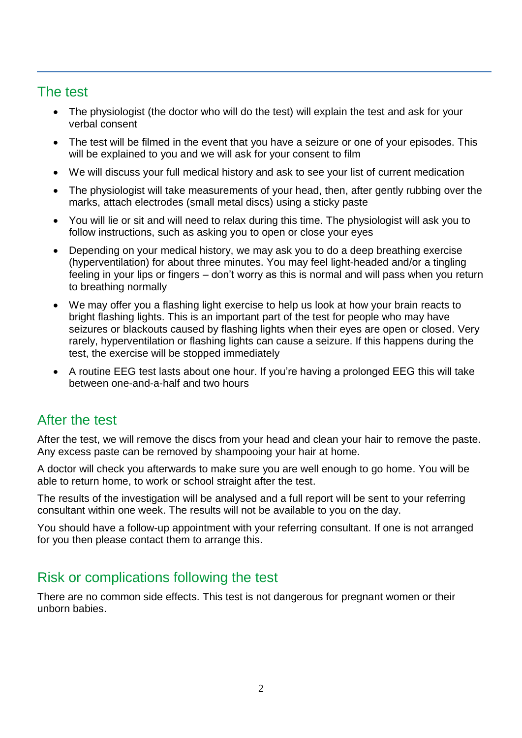## The test

- The physiologist (the doctor who will do the test) will explain the test and ask for your verbal consent
- The test will be filmed in the event that you have a seizure or one of your episodes. This will be explained to you and we will ask for your consent to film
- We will discuss your full medical history and ask to see your list of current medication
- The physiologist will take measurements of your head, then, after gently rubbing over the marks, attach electrodes (small metal discs) using a sticky paste
- You will lie or sit and will need to relax during this time. The physiologist will ask you to follow instructions, such as asking you to open or close your eyes
- Depending on your medical history, we may ask you to do a deep breathing exercise (hyperventilation) for about three minutes. You may feel light-headed and/or a tingling feeling in your lips or fingers – don't worry as this is normal and will pass when you return to breathing normally
- We may offer you a flashing light exercise to help us look at how your brain reacts to bright flashing lights. This is an important part of the test for people who may have seizures or blackouts caused by flashing lights when their eyes are open or closed. Very rarely, hyperventilation or flashing lights can cause a seizure. If this happens during the test, the exercise will be stopped immediately
- A routine EEG test lasts about one hour. If you're having a prolonged EEG this will take between one-and-a-half and two hours

## After the test

After the test, we will remove the discs from your head and clean your hair to remove the paste. Any excess paste can be removed by shampooing your hair at home.

A doctor will check you afterwards to make sure you are well enough to go home. You will be able to return home, to work or school straight after the test.

The results of the investigation will be analysed and a full report will be sent to your referring consultant within one week. The results will not be available to you on the day.

You should have a follow-up appointment with your referring consultant. If one is not arranged for you then please contact them to arrange this.

## Risk or complications following the test

There are no common side effects. This test is not dangerous for pregnant women or their unborn babies.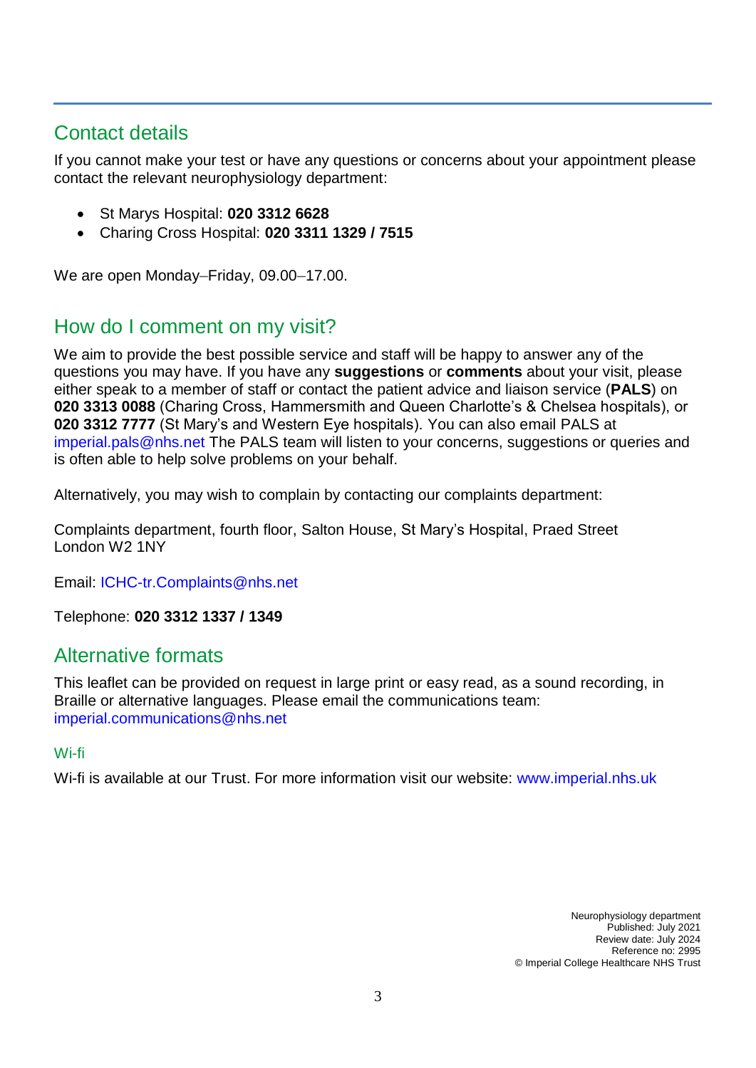## Contact details

If you cannot make your test or have any questions or concerns about your appointment please contact the relevant neurophysiology department:

- St Marys Hospital: **020 3312 6628**
- Charing Cross Hospital: **020 3311 1329 / 7515**

We are open Monday–Friday, 09.00–17.00.

## How do I comment on my visit?

We aim to provide the best possible service and staff will be happy to answer any of the questions you may have. If you have any **suggestions** or **comments** about your visit, please either speak to a member of staff or contact the patient advice and liaison service (**PALS**) on **020 3313 0088** (Charing Cross, Hammersmith and Queen Charlotte's & Chelsea hospitals), or **020 3312 7777** (St Mary's and Western Eye hospitals). You can also email PALS at imperial.pals@nhs.net The PALS team will listen to your concerns, suggestions or queries and is often able to help solve problems on your behalf.

Alternatively, you may wish to complain by contacting our complaints department:

Complaints department, fourth floor, Salton House, St Mary's Hospital, Praed Street
London W2 1NY

Email: ICHC-tr.Complaints@nhs.net

Telephone: **020 3312 1337 / 1349**

## Alternative formats

This leaflet can be provided on request in large print or easy read, as a sound recording, in Braille or alternative languages. Please email the communications team: imperial.communications@nhs.net

### Wi-fi

Wi-fi is available at our Trust. For more information visit our website: www.imperial.nhs.uk

Neurophysiology department
Published: July 2021
Review date: July 2024
Reference no: 2995
© Imperial College Healthcare NHS Trust